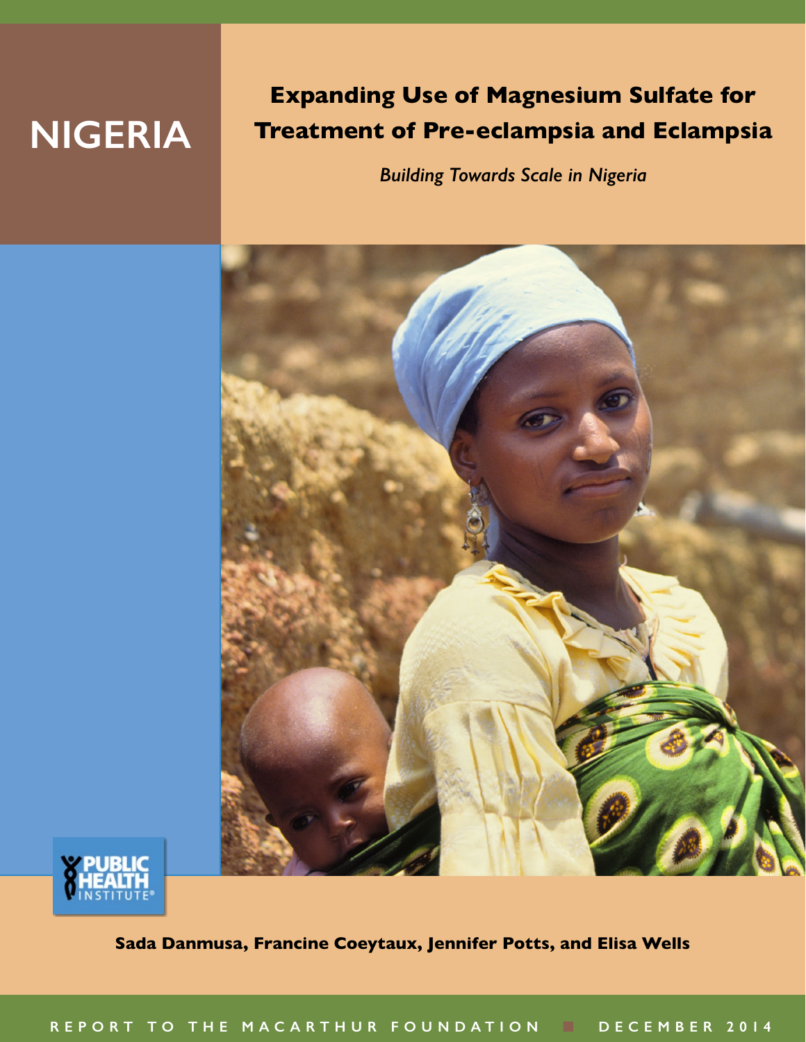# NIGERIA

# Expanding Use of Magnesium Sulfate for Treatment of Pre-eclampsia and Eclampsia

*Building Towards Scale in Nigeria*

PUBLIC HEALTH INSTITUTE®

**Sada Danmusa, Francine Coeytaux, Jennifer Potts, and Elisa Wells**

REPORT TO THE MACARTHUR FOUNDATION ■ DECEMBER 2014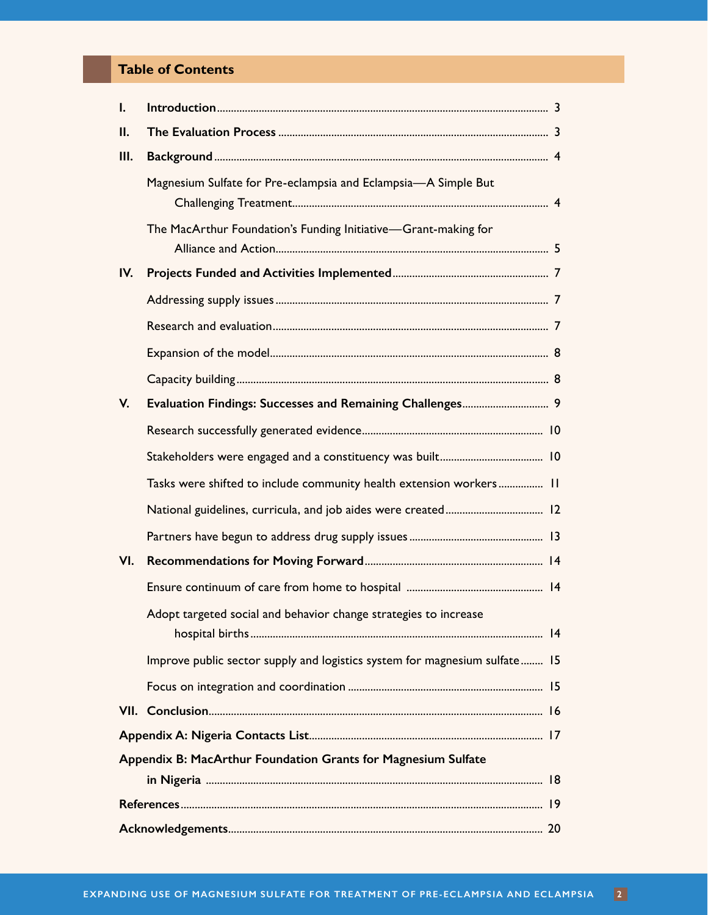## Table of Contents

- **I. Introduction** ... 3
- **II. The Evaluation Process** ... 3
- **III. Background** ... 4
  - Magnesium Sulfate for Pre-eclampsia and Eclampsia—A Simple But Challenging Treatment ... 4
  - The MacArthur Foundation's Funding Initiative—Grant-making for Alliance and Action ... 5
- **IV. Projects Funded and Activities Implemented** ... 7
  - Addressing supply issues ... 7
  - Research and evaluation ... 7
  - Expansion of the model ... 8
  - Capacity building ... 8
- **V. Evaluation Findings: Successes and Remaining Challenges** ... 9
  - Research successfully generated evidence ... 10
  - Stakeholders were engaged and a constituency was built ... 10
  - Tasks were shifted to include community health extension workers ... 11
  - National guidelines, curricula, and job aides were created ... 12
  - Partners have begun to address drug supply issues ... 13
- **VI. Recommendations for Moving Forward** ... 14
  - Ensure continuum of care from home to hospital ... 14
  - Adopt targeted social and behavior change strategies to increase hospital births ... 14
  - Improve public sector supply and logistics system for magnesium sulfate ... 15
  - Focus on integration and coordination ... 15
- **VII. Conclusion** ... 16
- **Appendix A: Nigeria Contacts List** ... 17
- **Appendix B: MacArthur Foundation Grants for Magnesium Sulfate in Nigeria** ... 18
- **References** ... 19
- **Acknowledgements** ... 20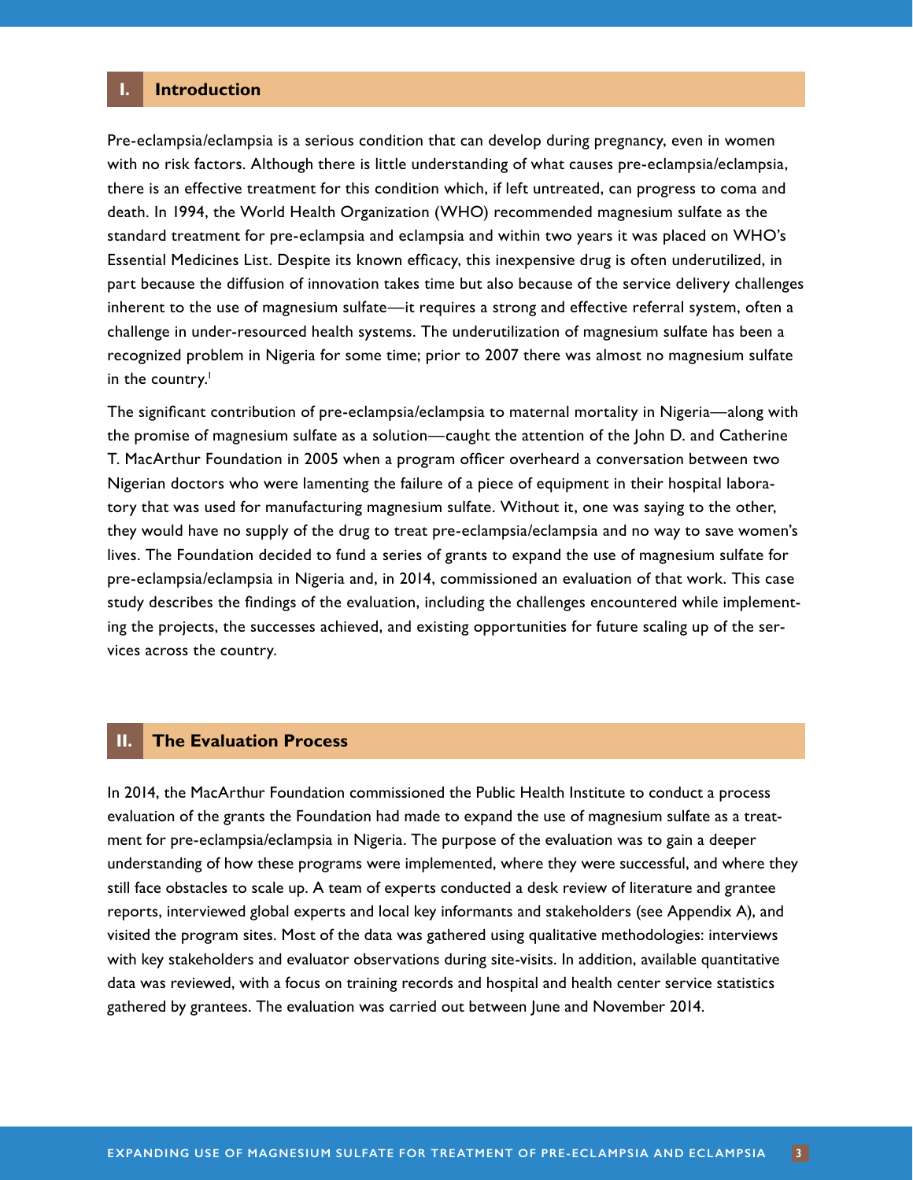## I. Introduction

Pre-eclampsia/eclampsia is a serious condition that can develop during pregnancy, even in women with no risk factors. Although there is little understanding of what causes pre-eclampsia/eclampsia, there is an effective treatment for this condition which, if left untreated, can progress to coma and death. In 1994, the World Health Organization (WHO) recommended magnesium sulfate as the standard treatment for pre-eclampsia and eclampsia and within two years it was placed on WHO's Essential Medicines List. Despite its known efficacy, this inexpensive drug is often underutilized, in part because the diffusion of innovation takes time but also because of the service delivery challenges inherent to the use of magnesium sulfate—it requires a strong and effective referral system, often a challenge in under-resourced health systems. The underutilization of magnesium sulfate has been a recognized problem in Nigeria for some time; prior to 2007 there was almost no magnesium sulfate in the country.[1]

The significant contribution of pre-eclampsia/eclampsia to maternal mortality in Nigeria—along with the promise of magnesium sulfate as a solution—caught the attention of the John D. and Catherine T. MacArthur Foundation in 2005 when a program officer overheard a conversation between two Nigerian doctors who were lamenting the failure of a piece of equipment in their hospital laboratory that was used for manufacturing magnesium sulfate. Without it, one was saying to the other, they would have no supply of the drug to treat pre-eclampsia/eclampsia and no way to save women's lives. The Foundation decided to fund a series of grants to expand the use of magnesium sulfate for pre-eclampsia/eclampsia in Nigeria and, in 2014, commissioned an evaluation of that work. This case study describes the findings of the evaluation, including the challenges encountered while implementing the projects, the successes achieved, and existing opportunities for future scaling up of the services across the country.

## II. The Evaluation Process

In 2014, the MacArthur Foundation commissioned the Public Health Institute to conduct a process evaluation of the grants the Foundation had made to expand the use of magnesium sulfate as a treatment for pre-eclampsia/eclampsia in Nigeria. The purpose of the evaluation was to gain a deeper understanding of how these programs were implemented, where they were successful, and where they still face obstacles to scale up. A team of experts conducted a desk review of literature and grantee reports, interviewed global experts and local key informants and stakeholders (see Appendix A), and visited the program sites. Most of the data was gathered using qualitative methodologies: interviews with key stakeholders and evaluator observations during site-visits. In addition, available quantitative data was reviewed, with a focus on training records and hospital and health center service statistics gathered by grantees. The evaluation was carried out between June and November 2014.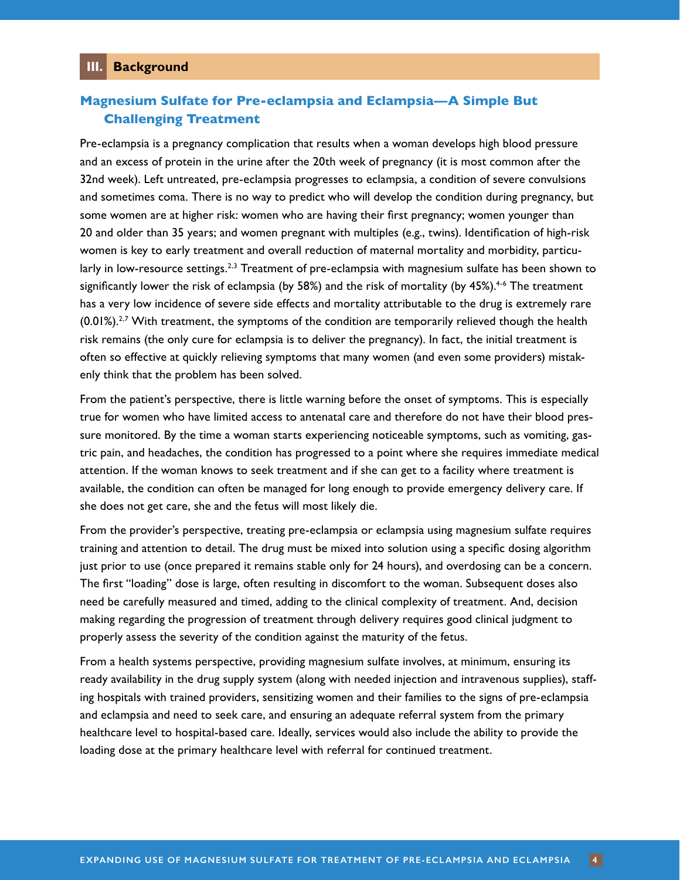## III. Background

### Magnesium Sulfate for Pre-eclampsia and Eclampsia—A Simple But Challenging Treatment

Pre-eclampsia is a pregnancy complication that results when a woman develops high blood pressure and an excess of protein in the urine after the 20th week of pregnancy (it is most common after the 32nd week). Left untreated, pre-eclampsia progresses to eclampsia, a condition of severe convulsions and sometimes coma. There is no way to predict who will develop the condition during pregnancy, but some women are at higher risk: women who are having their first pregnancy; women younger than 20 and older than 35 years; and women pregnant with multiples (e.g., twins). Identification of high-risk women is key to early treatment and overall reduction of maternal mortality and morbidity, particularly in low-resource settings.[2,3] Treatment of pre-eclampsia with magnesium sulfate has been shown to significantly lower the risk of eclampsia (by 58%) and the risk of mortality (by 45%).[4-6] The treatment has a very low incidence of severe side effects and mortality attributable to the drug is extremely rare (0.01%).[2,7] With treatment, the symptoms of the condition are temporarily relieved though the health risk remains (the only cure for eclampsia is to deliver the pregnancy). In fact, the initial treatment is often so effective at quickly relieving symptoms that many women (and even some providers) mistakenly think that the problem has been solved.

From the patient's perspective, there is little warning before the onset of symptoms. This is especially true for women who have limited access to antenatal care and therefore do not have their blood pressure monitored. By the time a woman starts experiencing noticeable symptoms, such as vomiting, gastric pain, and headaches, the condition has progressed to a point where she requires immediate medical attention. If the woman knows to seek treatment and if she can get to a facility where treatment is available, the condition can often be managed for long enough to provide emergency delivery care. If she does not get care, she and the fetus will most likely die.

From the provider's perspective, treating pre-eclampsia or eclampsia using magnesium sulfate requires training and attention to detail. The drug must be mixed into solution using a specific dosing algorithm just prior to use (once prepared it remains stable only for 24 hours), and overdosing can be a concern. The first "loading" dose is large, often resulting in discomfort to the woman. Subsequent doses also need be carefully measured and timed, adding to the clinical complexity of treatment. And, decision making regarding the progression of treatment through delivery requires good clinical judgment to properly assess the severity of the condition against the maturity of the fetus.

From a health systems perspective, providing magnesium sulfate involves, at minimum, ensuring its ready availability in the drug supply system (along with needed injection and intravenous supplies), staffing hospitals with trained providers, sensitizing women and their families to the signs of pre-eclampsia and eclampsia and need to seek care, and ensuring an adequate referral system from the primary healthcare level to hospital-based care. Ideally, services would also include the ability to provide the loading dose at the primary healthcare level with referral for continued treatment.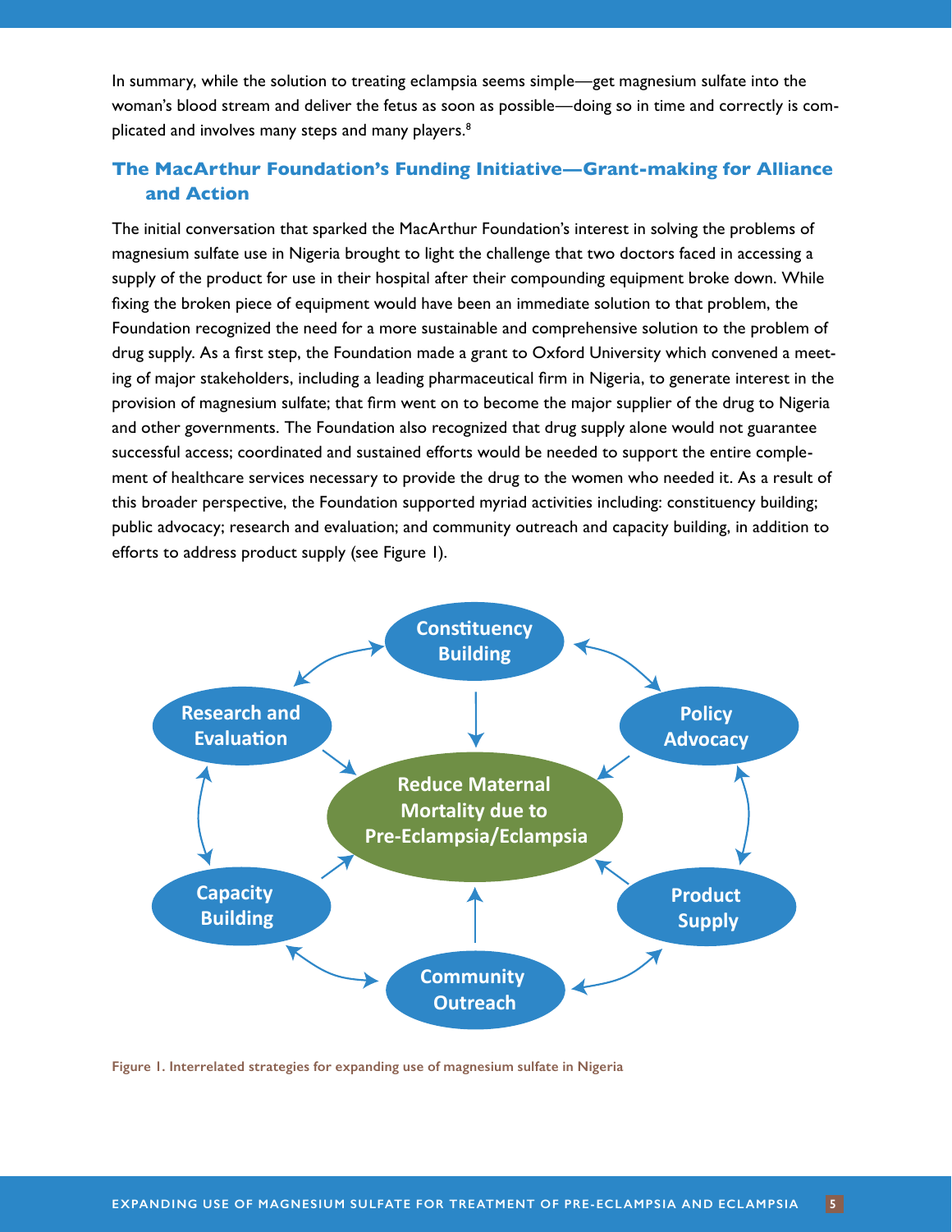In summary, while the solution to treating eclampsia seems simple—get magnesium sulfate into the woman's blood stream and deliver the fetus as soon as possible—doing so in time and correctly is complicated and involves many steps and many players.[8]

## The MacArthur Foundation's Funding Initiative—Grant-making for Alliance and Action

The initial conversation that sparked the MacArthur Foundation's interest in solving the problems of magnesium sulfate use in Nigeria brought to light the challenge that two doctors faced in accessing a supply of the product for use in their hospital after their compounding equipment broke down. While fixing the broken piece of equipment would have been an immediate solution to that problem, the Foundation recognized the need for a more sustainable and comprehensive solution to the problem of drug supply. As a first step, the Foundation made a grant to Oxford University which convened a meeting of major stakeholders, including a leading pharmaceutical firm in Nigeria, to generate interest in the provision of magnesium sulfate; that firm went on to become the major supplier of the drug to Nigeria and other governments. The Foundation also recognized that drug supply alone would not guarantee successful access; coordinated and sustained efforts would be needed to support the entire complement of healthcare services necessary to provide the drug to the women who needed it. As a result of this broader perspective, the Foundation supported myriad activities including: constituency building; public advocacy; research and evaluation; and community outreach and capacity building, in addition to efforts to address product supply (see Figure 1).

**Figure 1. Interrelated strategies for expanding use of magnesium sulfate in Nigeria**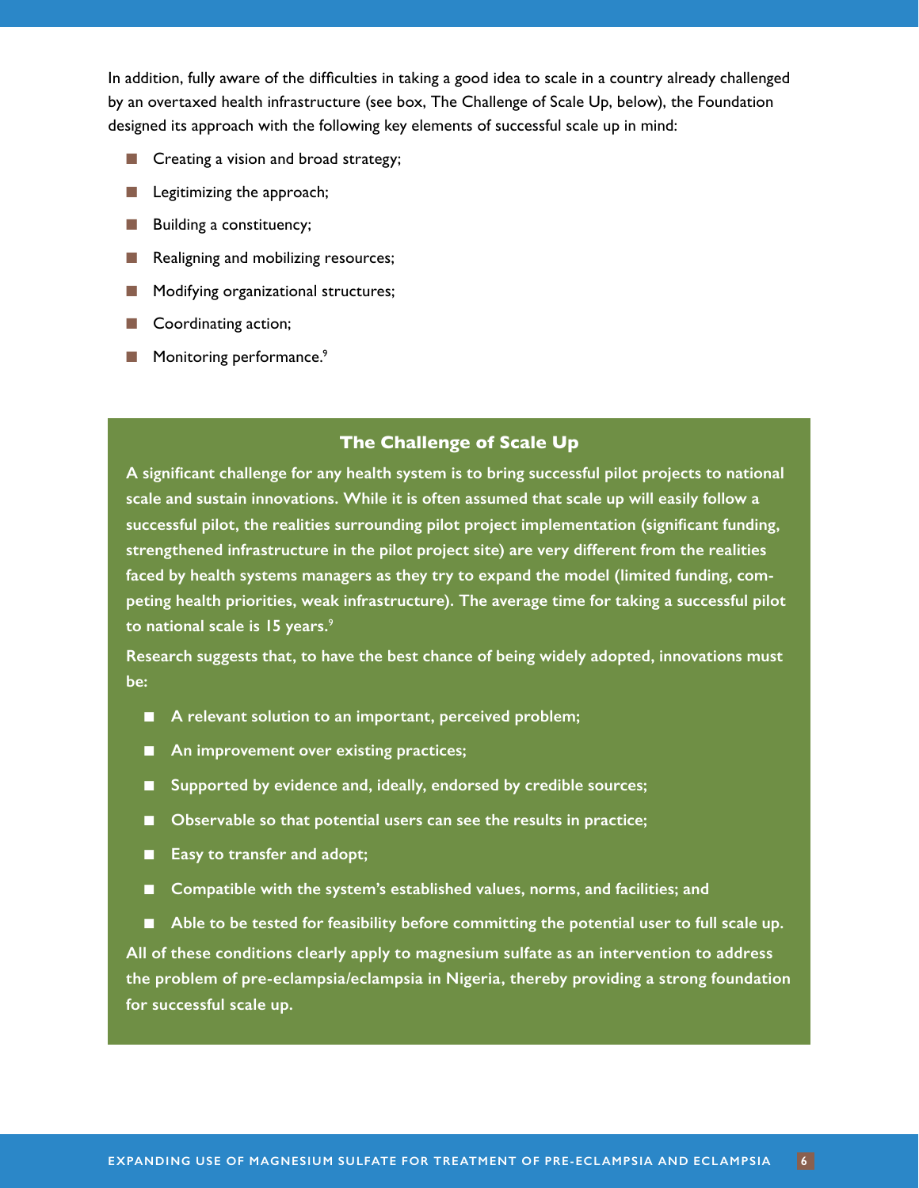In addition, fully aware of the difficulties in taking a good idea to scale in a country already challenged by an overtaxed health infrastructure (see box, The Challenge of Scale Up, below), the Foundation designed its approach with the following key elements of successful scale up in mind:

- Creating a vision and broad strategy;
- Legitimizing the approach;
- Building a constituency;
- Realigning and mobilizing resources;
- Modifying organizational structures;
- Coordinating action;
- Monitoring performance.[9]

### The Challenge of Scale Up

**A significant challenge for any health system is to bring successful pilot projects to national scale and sustain innovations. While it is often assumed that scale up will easily follow a successful pilot, the realities surrounding pilot project implementation (significant funding, strengthened infrastructure in the pilot project site) are very different from the realities faced by health systems managers as they try to expand the model (limited funding, competing health priorities, weak infrastructure). The average time for taking a successful pilot to national scale is 15 years.[9]**

**Research suggests that, to have the best chance of being widely adopted, innovations must be:**

- **A relevant solution to an important, perceived problem;**
- **An improvement over existing practices;**
- **Supported by evidence and, ideally, endorsed by credible sources;**
- **Observable so that potential users can see the results in practice;**
- **Easy to transfer and adopt;**
- **Compatible with the system's established values, norms, and facilities; and**
- **Able to be tested for feasibility before committing the potential user to full scale up.**

**All of these conditions clearly apply to magnesium sulfate as an intervention to address the problem of pre-eclampsia/eclampsia in Nigeria, thereby providing a strong foundation for successful scale up.**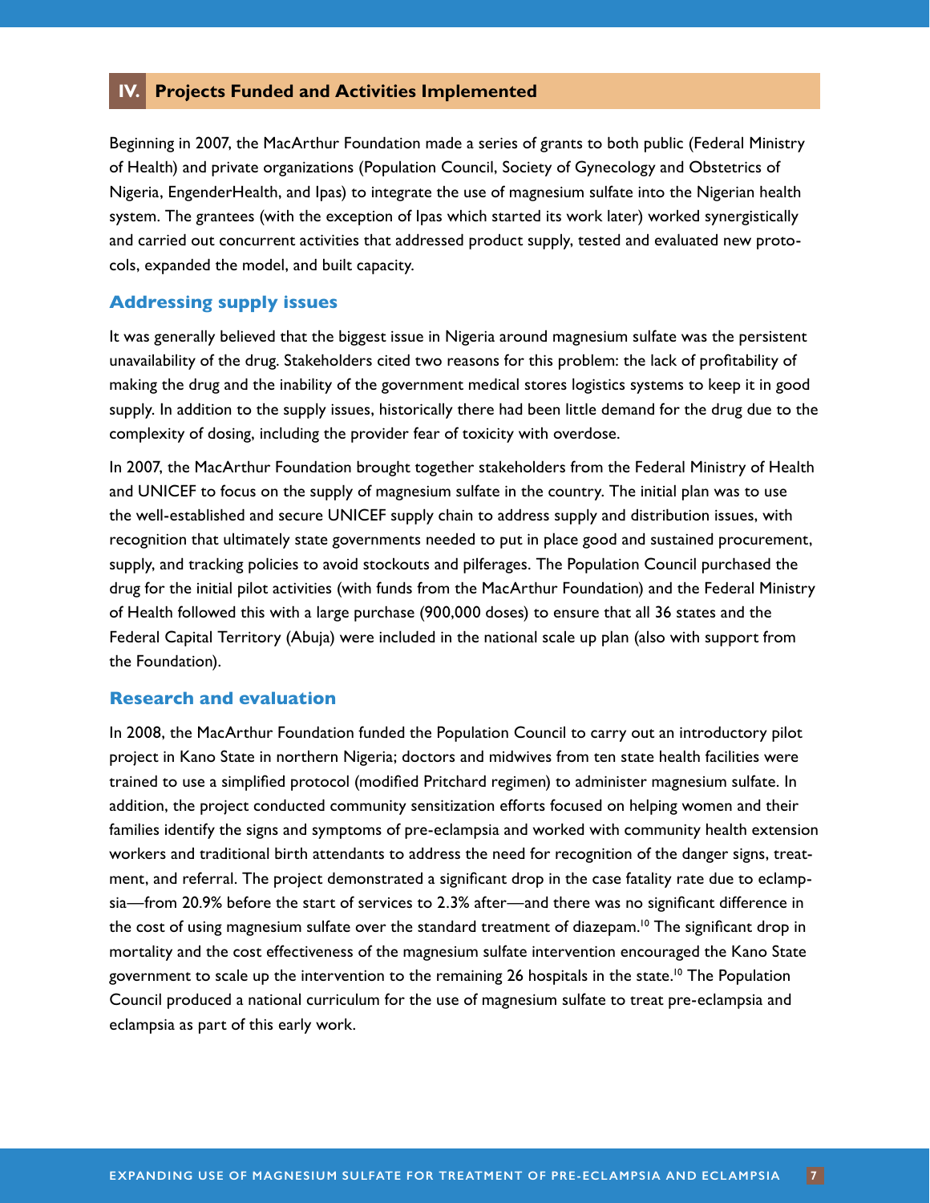## IV. Projects Funded and Activities Implemented

Beginning in 2007, the MacArthur Foundation made a series of grants to both public (Federal Ministry of Health) and private organizations (Population Council, Society of Gynecology and Obstetrics of Nigeria, EngenderHealth, and Ipas) to integrate the use of magnesium sulfate into the Nigerian health system. The grantees (with the exception of Ipas which started its work later) worked synergistically and carried out concurrent activities that addressed product supply, tested and evaluated new protocols, expanded the model, and built capacity.

### Addressing supply issues

It was generally believed that the biggest issue in Nigeria around magnesium sulfate was the persistent unavailability of the drug. Stakeholders cited two reasons for this problem: the lack of profitability of making the drug and the inability of the government medical stores logistics systems to keep it in good supply. In addition to the supply issues, historically there had been little demand for the drug due to the complexity of dosing, including the provider fear of toxicity with overdose.

In 2007, the MacArthur Foundation brought together stakeholders from the Federal Ministry of Health and UNICEF to focus on the supply of magnesium sulfate in the country. The initial plan was to use the well-established and secure UNICEF supply chain to address supply and distribution issues, with recognition that ultimately state governments needed to put in place good and sustained procurement, supply, and tracking policies to avoid stockouts and pilferages. The Population Council purchased the drug for the initial pilot activities (with funds from the MacArthur Foundation) and the Federal Ministry of Health followed this with a large purchase (900,000 doses) to ensure that all 36 states and the Federal Capital Territory (Abuja) were included in the national scale up plan (also with support from the Foundation).

### Research and evaluation

In 2008, the MacArthur Foundation funded the Population Council to carry out an introductory pilot project in Kano State in northern Nigeria; doctors and midwives from ten state health facilities were trained to use a simplified protocol (modified Pritchard regimen) to administer magnesium sulfate. In addition, the project conducted community sensitization efforts focused on helping women and their families identify the signs and symptoms of pre-eclampsia and worked with community health extension workers and traditional birth attendants to address the need for recognition of the danger signs, treatment, and referral. The project demonstrated a significant drop in the case fatality rate due to eclampsia—from 20.9% before the start of services to 2.3% after—and there was no significant difference in the cost of using magnesium sulfate over the standard treatment of diazepam.[10] The significant drop in mortality and the cost effectiveness of the magnesium sulfate intervention encouraged the Kano State government to scale up the intervention to the remaining 26 hospitals in the state.[10] The Population Council produced a national curriculum for the use of magnesium sulfate to treat pre-eclampsia and eclampsia as part of this early work.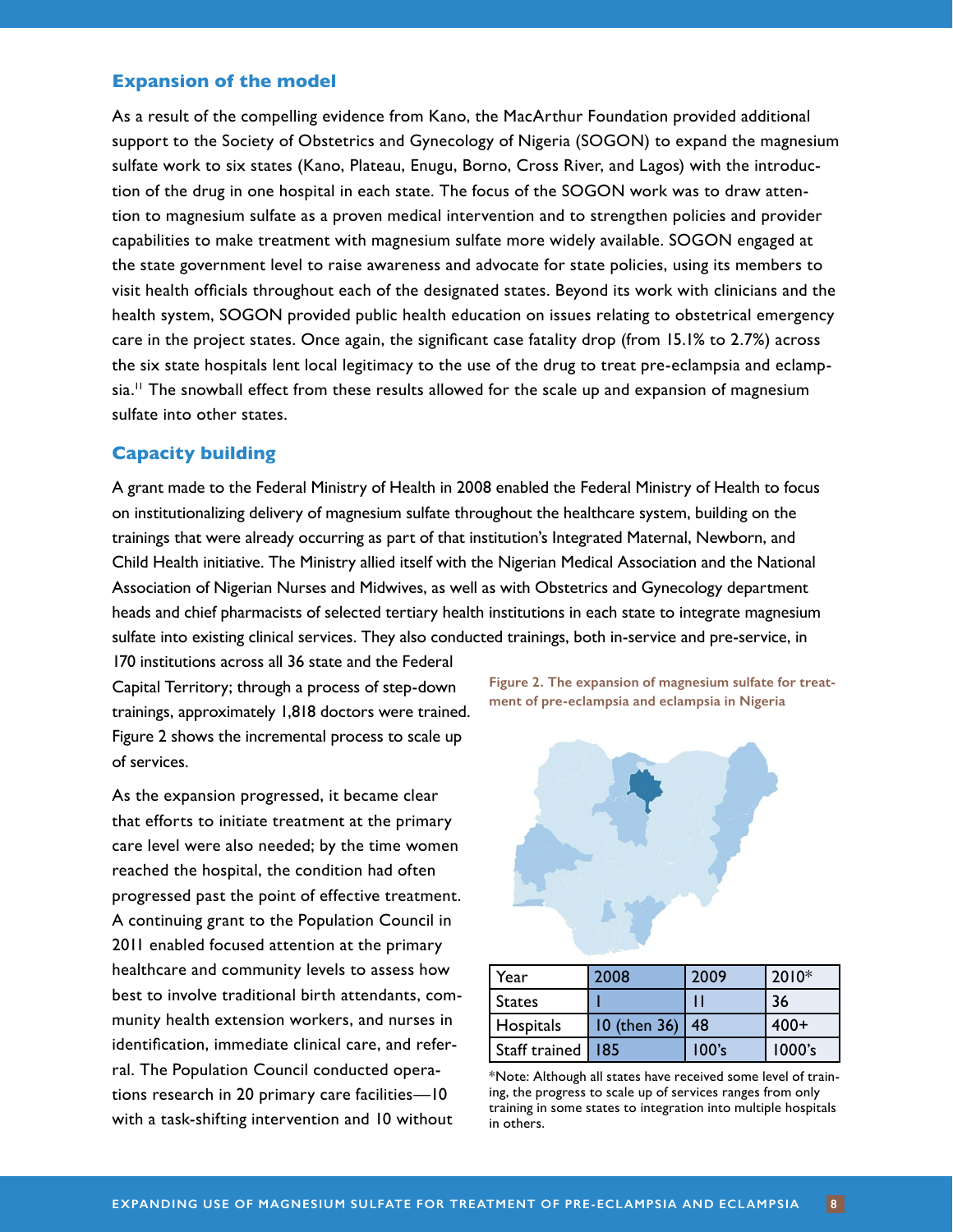### Expansion of the model

As a result of the compelling evidence from Kano, the MacArthur Foundation provided additional support to the Society of Obstetrics and Gynecology of Nigeria (SOGON) to expand the magnesium sulfate work to six states (Kano, Plateau, Enugu, Borno, Cross River, and Lagos) with the introduction of the drug in one hospital in each state. The focus of the SOGON work was to draw attention to magnesium sulfate as a proven medical intervention and to strengthen policies and provider capabilities to make treatment with magnesium sulfate more widely available. SOGON engaged at the state government level to raise awareness and advocate for state policies, using its members to visit health officials throughout each of the designated states. Beyond its work with clinicians and the health system, SOGON provided public health education on issues relating to obstetrical emergency care in the project states. Once again, the significant case fatality drop (from 15.1% to 2.7%) across the six state hospitals lent local legitimacy to the use of the drug to treat pre-eclampsia and eclampsia.[11] The snowball effect from these results allowed for the scale up and expansion of magnesium sulfate into other states.

### Capacity building

A grant made to the Federal Ministry of Health in 2008 enabled the Federal Ministry of Health to focus on institutionalizing delivery of magnesium sulfate throughout the healthcare system, building on the trainings that were already occurring as part of that institution's Integrated Maternal, Newborn, and Child Health initiative. The Ministry allied itself with the Nigerian Medical Association and the National Association of Nigerian Nurses and Midwives, as well as with Obstetrics and Gynecology department heads and chief pharmacists of selected tertiary health institutions in each state to integrate magnesium sulfate into existing clinical services. They also conducted trainings, both in-service and pre-service, in 170 institutions across all 36 state and the Federal Capital Territory; through a process of step-down trainings, approximately 1,818 doctors were trained. Figure 2 shows the incremental process to scale up of services.

As the expansion progressed, it became clear that efforts to initiate treatment at the primary care level were also needed; by the time women reached the hospital, the condition had often progressed past the point of effective treatment. A continuing grant to the Population Council in 2011 enabled focused attention at the primary healthcare and community levels to assess how best to involve traditional birth attendants, community health extension workers, and nurses in identification, immediate clinical care, and referral. The Population Council conducted operations research in 20 primary care facilities—10 with a task-shifting intervention and 10 without

**Figure 2. The expansion of magnesium sulfate for treatment of pre-eclampsia and eclampsia in Nigeria**

| Year | 2008 | 2009 | 2010* |
|---|---|---|---|
| States | 1 | 11 | 36 |
| Hospitals | 10 (then 36) | 48 | 400+ |
| Staff trained | 185 | 100's | 1000's |

*Note: Although all states have received some level of training, the progress to scale up of services ranges from only training in some states to integration into multiple hospitals in others.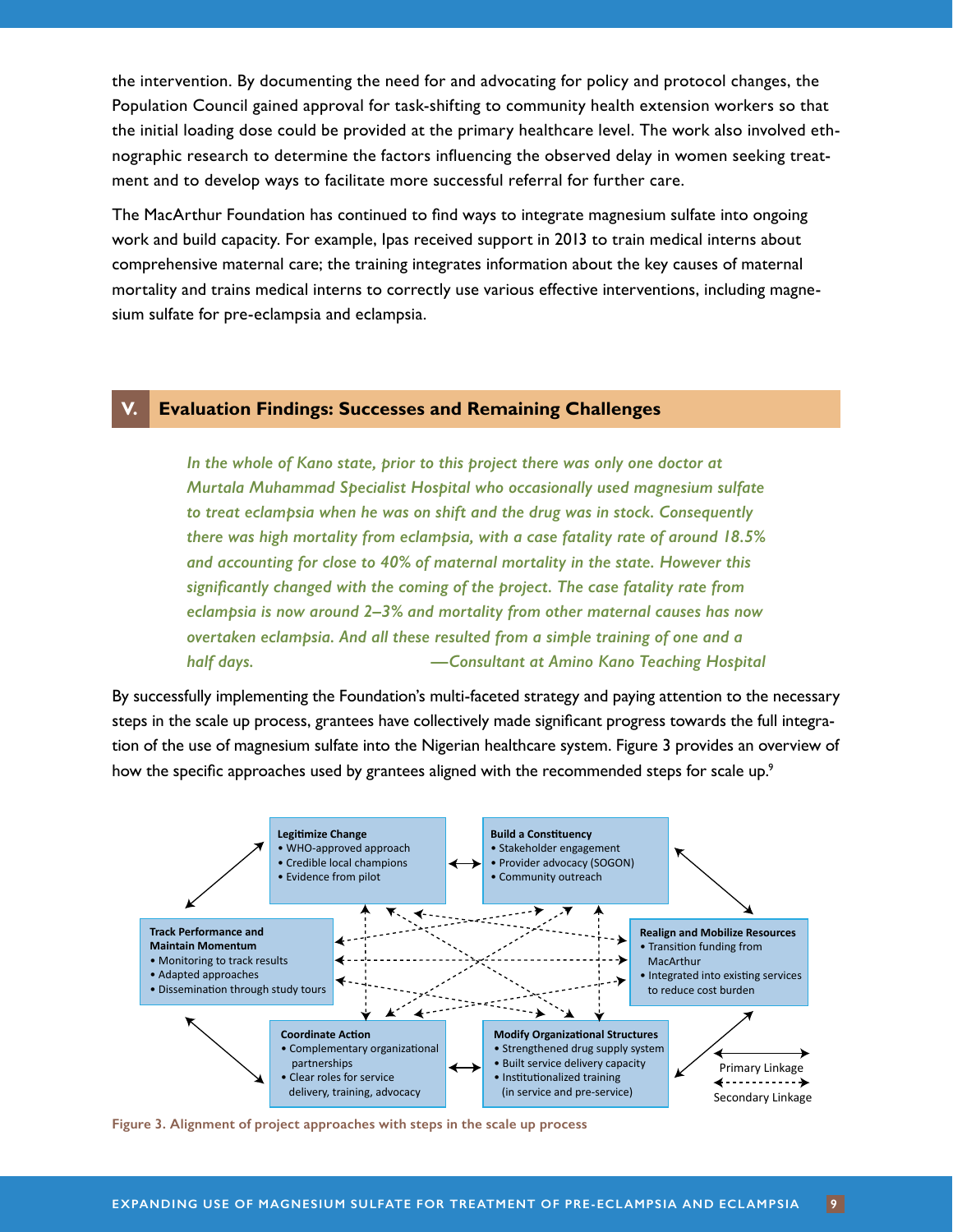the intervention. By documenting the need for and advocating for policy and protocol changes, the Population Council gained approval for task-shifting to community health extension workers so that the initial loading dose could be provided at the primary healthcare level. The work also involved ethnographic research to determine the factors influencing the observed delay in women seeking treatment and to develop ways to facilitate more successful referral for further care.

The MacArthur Foundation has continued to find ways to integrate magnesium sulfate into ongoing work and build capacity. For example, Ipas received support in 2013 to train medical interns about comprehensive maternal care; the training integrates information about the key causes of maternal mortality and trains medical interns to correctly use various effective interventions, including magnesium sulfate for pre-eclampsia and eclampsia.

## V. Evaluation Findings: Successes and Remaining Challenges

> *In the whole of Kano state, prior to this project there was only one doctor at Murtala Muhammad Specialist Hospital who occasionally used magnesium sulfate to treat eclampsia when he was on shift and the drug was in stock. Consequently there was high mortality from eclampsia, with a case fatality rate of around 18.5% and accounting for close to 40% of maternal mortality in the state. However this significantly changed with the coming of the project. The case fatality rate from eclampsia is now around 2–3% and mortality from other maternal causes has now overtaken eclampsia. And all these resulted from a simple training of one and a half days.* —*Consultant at Amino Kano Teaching Hospital*

By successfully implementing the Foundation's multi-faceted strategy and paying attention to the necessary steps in the scale up process, grantees have collectively made significant progress towards the full integration of the use of magnesium sulfate into the Nigerian healthcare system. Figure 3 provides an overview of how the specific approaches used by grantees aligned with the recommended steps for scale up.[9]

**Legitimize Change**
- WHO-approved approach
- Credible local champions
- Evidence from pilot

**Build a Constituency**
- Stakeholder engagement
- Provider advocacy (SOGON)
- Community outreach

**Track Performance and Maintain Momentum**
- Monitoring to track results
- Adapted approaches
- Dissemination through study tours

**Realign and Mobilize Resources**
- Transition funding from MacArthur
- Integrated into existing services to reduce cost burden

**Coordinate Action**
- Complementary organizational partnerships
- Clear roles for service delivery, training, advocacy

**Modify Organizational Structures**
- Strengthened drug supply system
- Built service delivery capacity
- Institutionalized training (in service and pre-service)

Primary Linkage / Secondary Linkage

Figure 3. Alignment of project approaches with steps in the scale up process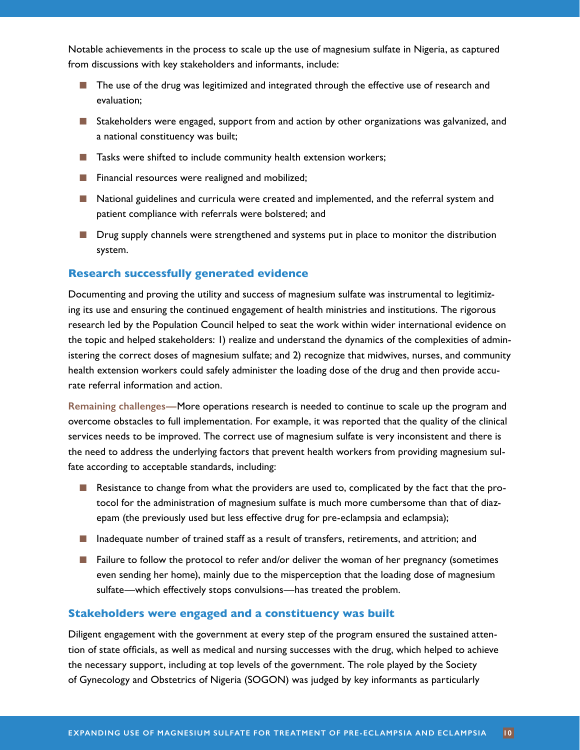Notable achievements in the process to scale up the use of magnesium sulfate in Nigeria, as captured from discussions with key stakeholders and informants, include:

- The use of the drug was legitimized and integrated through the effective use of research and evaluation;
- Stakeholders were engaged, support from and action by other organizations was galvanized, and a national constituency was built;
- Tasks were shifted to include community health extension workers;
- Financial resources were realigned and mobilized;
- National guidelines and curricula were created and implemented, and the referral system and patient compliance with referrals were bolstered; and
- Drug supply channels were strengthened and systems put in place to monitor the distribution system.

## Research successfully generated evidence

Documenting and proving the utility and success of magnesium sulfate was instrumental to legitimizing its use and ensuring the continued engagement of health ministries and institutions. The rigorous research led by the Population Council helped to seat the work within wider international evidence on the topic and helped stakeholders: 1) realize and understand the dynamics of the complexities of administering the correct doses of magnesium sulfate; and 2) recognize that midwives, nurses, and community health extension workers could safely administer the loading dose of the drug and then provide accurate referral information and action.

**Remaining challenges**—More operations research is needed to continue to scale up the program and overcome obstacles to full implementation. For example, it was reported that the quality of the clinical services needs to be improved. The correct use of magnesium sulfate is very inconsistent and there is the need to address the underlying factors that prevent health workers from providing magnesium sulfate according to acceptable standards, including:

- Resistance to change from what the providers are used to, complicated by the fact that the protocol for the administration of magnesium sulfate is much more cumbersome than that of diazepam (the previously used but less effective drug for pre-eclampsia and eclampsia);
- Inadequate number of trained staff as a result of transfers, retirements, and attrition; and
- Failure to follow the protocol to refer and/or deliver the woman of her pregnancy (sometimes even sending her home), mainly due to the misperception that the loading dose of magnesium sulfate—which effectively stops convulsions—has treated the problem.

## Stakeholders were engaged and a constituency was built

Diligent engagement with the government at every step of the program ensured the sustained attention of state officials, as well as medical and nursing successes with the drug, which helped to achieve the necessary support, including at top levels of the government. The role played by the Society of Gynecology and Obstetrics of Nigeria (SOGON) was judged by key informants as particularly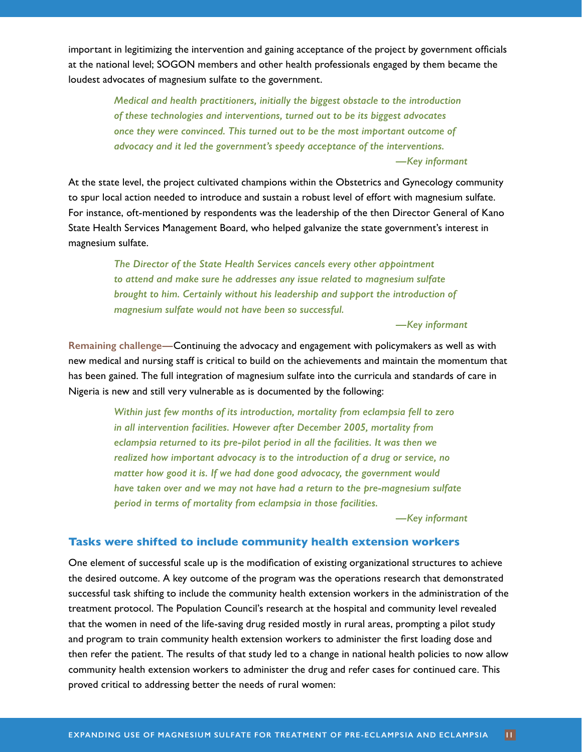important in legitimizing the intervention and gaining acceptance of the project by government officials at the national level; SOGON members and other health professionals engaged by them became the loudest advocates of magnesium sulfate to the government.

> *Medical and health practitioners, initially the biggest obstacle to the introduction of these technologies and interventions, turned out to be its biggest advocates once they were convinced. This turned out to be the most important outcome of advocacy and it led the government's speedy acceptance of the interventions.*
>
> *—Key informant*

At the state level, the project cultivated champions within the Obstetrics and Gynecology community to spur local action needed to introduce and sustain a robust level of effort with magnesium sulfate. For instance, oft-mentioned by respondents was the leadership of the then Director General of Kano State Health Services Management Board, who helped galvanize the state government's interest in magnesium sulfate.

> *The Director of the State Health Services cancels every other appointment to attend and make sure he addresses any issue related to magnesium sulfate brought to him. Certainly without his leadership and support the introduction of magnesium sulfate would not have been so successful.*
>
> *—Key informant*

**Remaining challenge—**Continuing the advocacy and engagement with policymakers as well as with new medical and nursing staff is critical to build on the achievements and maintain the momentum that has been gained. The full integration of magnesium sulfate into the curricula and standards of care in Nigeria is new and still very vulnerable as is documented by the following:

> *Within just few months of its introduction, mortality from eclampsia fell to zero in all intervention facilities. However after December 2005, mortality from eclampsia returned to its pre-pilot period in all the facilities. It was then we realized how important advocacy is to the introduction of a drug or service, no matter how good it is. If we had done good advocacy, the government would have taken over and we may not have had a return to the pre-magnesium sulfate period in terms of mortality from eclampsia in those facilities.*
>
> *—Key informant*

### Tasks were shifted to include community health extension workers

One element of successful scale up is the modification of existing organizational structures to achieve the desired outcome. A key outcome of the program was the operations research that demonstrated successful task shifting to include the community health extension workers in the administration of the treatment protocol. The Population Council's research at the hospital and community level revealed that the women in need of the life-saving drug resided mostly in rural areas, prompting a pilot study and program to train community health extension workers to administer the first loading dose and then refer the patient. The results of that study led to a change in national health policies to now allow community health extension workers to administer the drug and refer cases for continued care. This proved critical to addressing better the needs of rural women: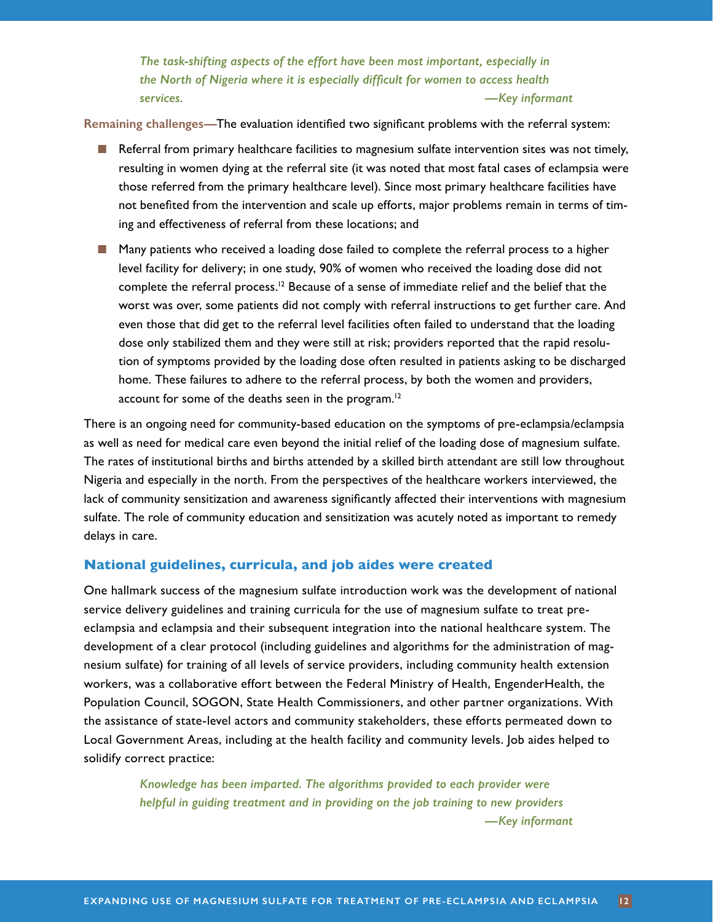> *The task-shifting aspects of the effort have been most important, especially in the North of Nigeria where it is especially difficult for women to access health services.* —*Key informant*

**Remaining challenges—**The evaluation identified two significant problems with the referral system:

- Referral from primary healthcare facilities to magnesium sulfate intervention sites was not timely, resulting in women dying at the referral site (it was noted that most fatal cases of eclampsia were those referred from the primary healthcare level). Since most primary healthcare facilities have not benefited from the intervention and scale up efforts, major problems remain in terms of timing and effectiveness of referral from these locations; and
- Many patients who received a loading dose failed to complete the referral process to a higher level facility for delivery; in one study, 90% of women who received the loading dose did not complete the referral process.[12] Because of a sense of immediate relief and the belief that the worst was over, some patients did not comply with referral instructions to get further care. And even those that did get to the referral level facilities often failed to understand that the loading dose only stabilized them and they were still at risk; providers reported that the rapid resolution of symptoms provided by the loading dose often resulted in patients asking to be discharged home. These failures to adhere to the referral process, by both the women and providers, account for some of the deaths seen in the program.[12]

There is an ongoing need for community-based education on the symptoms of pre-eclampsia/eclampsia as well as need for medical care even beyond the initial relief of the loading dose of magnesium sulfate. The rates of institutional births and births attended by a skilled birth attendant are still low throughout Nigeria and especially in the north. From the perspectives of the healthcare workers interviewed, the lack of community sensitization and awareness significantly affected their interventions with magnesium sulfate. The role of community education and sensitization was acutely noted as important to remedy delays in care.

## National guidelines, curricula, and job aides were created

One hallmark success of the magnesium sulfate introduction work was the development of national service delivery guidelines and training curricula for the use of magnesium sulfate to treat pre-eclampsia and eclampsia and their subsequent integration into the national healthcare system. The development of a clear protocol (including guidelines and algorithms for the administration of magnesium sulfate) for training of all levels of service providers, including community health extension workers, was a collaborative effort between the Federal Ministry of Health, EngenderHealth, the Population Council, SOGON, State Health Commissioners, and other partner organizations. With the assistance of state-level actors and community stakeholders, these efforts permeated down to Local Government Areas, including at the health facility and community levels. Job aides helped to solidify correct practice:

> *Knowledge has been imparted. The algorithms provided to each provider were helpful in guiding treatment and in providing on the job training to new providers* —*Key informant*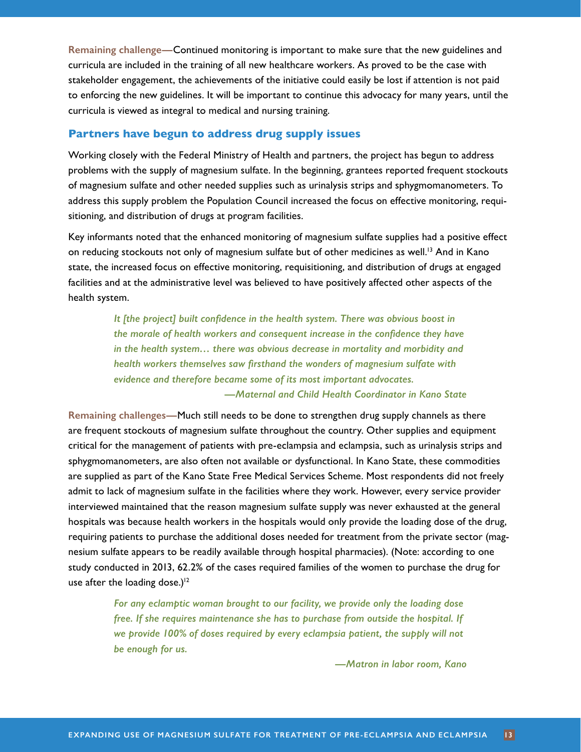**Remaining challenge**—Continued monitoring is important to make sure that the new guidelines and curricula are included in the training of all new healthcare workers. As proved to be the case with stakeholder engagement, the achievements of the initiative could easily be lost if attention is not paid to enforcing the new guidelines. It will be important to continue this advocacy for many years, until the curricula is viewed as integral to medical and nursing training.

## Partners have begun to address drug supply issues

Working closely with the Federal Ministry of Health and partners, the project has begun to address problems with the supply of magnesium sulfate. In the beginning, grantees reported frequent stockouts of magnesium sulfate and other needed supplies such as urinalysis strips and sphygmomanometers. To address this supply problem the Population Council increased the focus on effective monitoring, requisitioning, and distribution of drugs at program facilities.

Key informants noted that the enhanced monitoring of magnesium sulfate supplies had a positive effect on reducing stockouts not only of magnesium sulfate but of other medicines as well.[13] And in Kano state, the increased focus on effective monitoring, requisitioning, and distribution of drugs at engaged facilities and at the administrative level was believed to have positively affected other aspects of the health system.

> *It [the project] built confidence in the health system. There was obvious boost in the morale of health workers and consequent increase in the confidence they have in the health system… there was obvious decrease in mortality and morbidity and health workers themselves saw firsthand the wonders of magnesium sulfate with evidence and therefore became some of its most important advocates.*
>
> *—Maternal and Child Health Coordinator in Kano State*

**Remaining challenges**—Much still needs to be done to strengthen drug supply channels as there are frequent stockouts of magnesium sulfate throughout the country. Other supplies and equipment critical for the management of patients with pre-eclampsia and eclampsia, such as urinalysis strips and sphygmomanometers, are also often not available or dysfunctional. In Kano State, these commodities are supplied as part of the Kano State Free Medical Services Scheme. Most respondents did not freely admit to lack of magnesium sulfate in the facilities where they work. However, every service provider interviewed maintained that the reason magnesium sulfate supply was never exhausted at the general hospitals was because health workers in the hospitals would only provide the loading dose of the drug, requiring patients to purchase the additional doses needed for treatment from the private sector (magnesium sulfate appears to be readily available through hospital pharmacies). (Note: according to one study conducted in 2013, 62.2% of the cases required families of the women to purchase the drug for use after the loading dose.)[12]

> *For any eclamptic woman brought to our facility, we provide only the loading dose free. If she requires maintenance she has to purchase from outside the hospital. If we provide 100% of doses required by every eclampsia patient, the supply will not be enough for us.*
>
> *—Matron in labor room, Kano*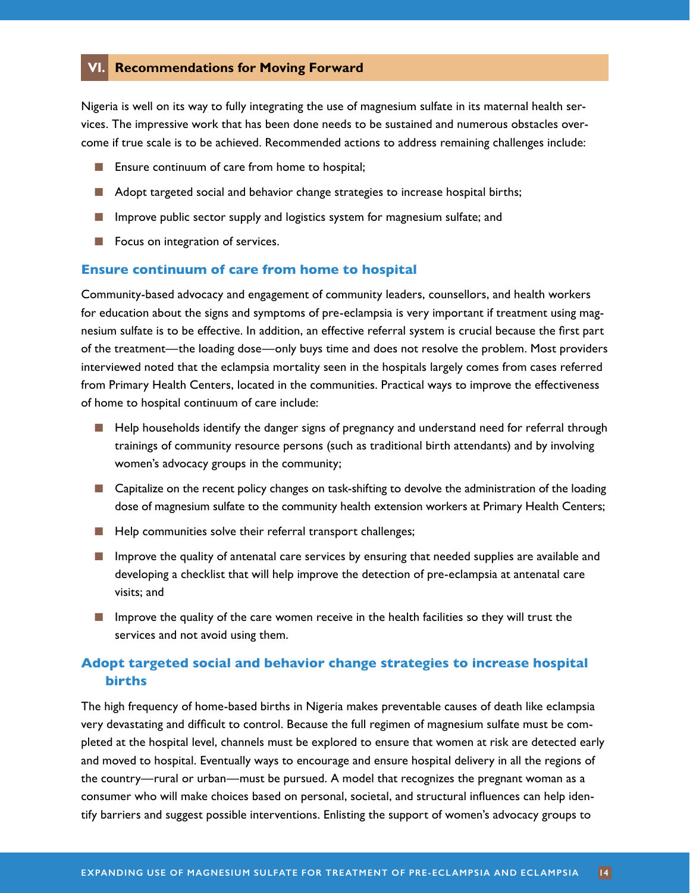## VI. Recommendations for Moving Forward

Nigeria is well on its way to fully integrating the use of magnesium sulfate in its maternal health services. The impressive work that has been done needs to be sustained and numerous obstacles overcome if true scale is to be achieved. Recommended actions to address remaining challenges include:

- Ensure continuum of care from home to hospital;
- Adopt targeted social and behavior change strategies to increase hospital births;
- Improve public sector supply and logistics system for magnesium sulfate; and
- Focus on integration of services.

### Ensure continuum of care from home to hospital

Community-based advocacy and engagement of community leaders, counsellors, and health workers for education about the signs and symptoms of pre-eclampsia is very important if treatment using magnesium sulfate is to be effective. In addition, an effective referral system is crucial because the first part of the treatment—the loading dose—only buys time and does not resolve the problem. Most providers interviewed noted that the eclampsia mortality seen in the hospitals largely comes from cases referred from Primary Health Centers, located in the communities. Practical ways to improve the effectiveness of home to hospital continuum of care include:

- Help households identify the danger signs of pregnancy and understand need for referral through trainings of community resource persons (such as traditional birth attendants) and by involving women's advocacy groups in the community;
- Capitalize on the recent policy changes on task-shifting to devolve the administration of the loading dose of magnesium sulfate to the community health extension workers at Primary Health Centers;
- Help communities solve their referral transport challenges;
- Improve the quality of antenatal care services by ensuring that needed supplies are available and developing a checklist that will help improve the detection of pre-eclampsia at antenatal care visits; and
- Improve the quality of the care women receive in the health facilities so they will trust the services and not avoid using them.

### Adopt targeted social and behavior change strategies to increase hospital births

The high frequency of home-based births in Nigeria makes preventable causes of death like eclampsia very devastating and difficult to control. Because the full regimen of magnesium sulfate must be completed at the hospital level, channels must be explored to ensure that women at risk are detected early and moved to hospital. Eventually ways to encourage and ensure hospital delivery in all the regions of the country—rural or urban—must be pursued. A model that recognizes the pregnant woman as a consumer who will make choices based on personal, societal, and structural influences can help identify barriers and suggest possible interventions. Enlisting the support of women's advocacy groups to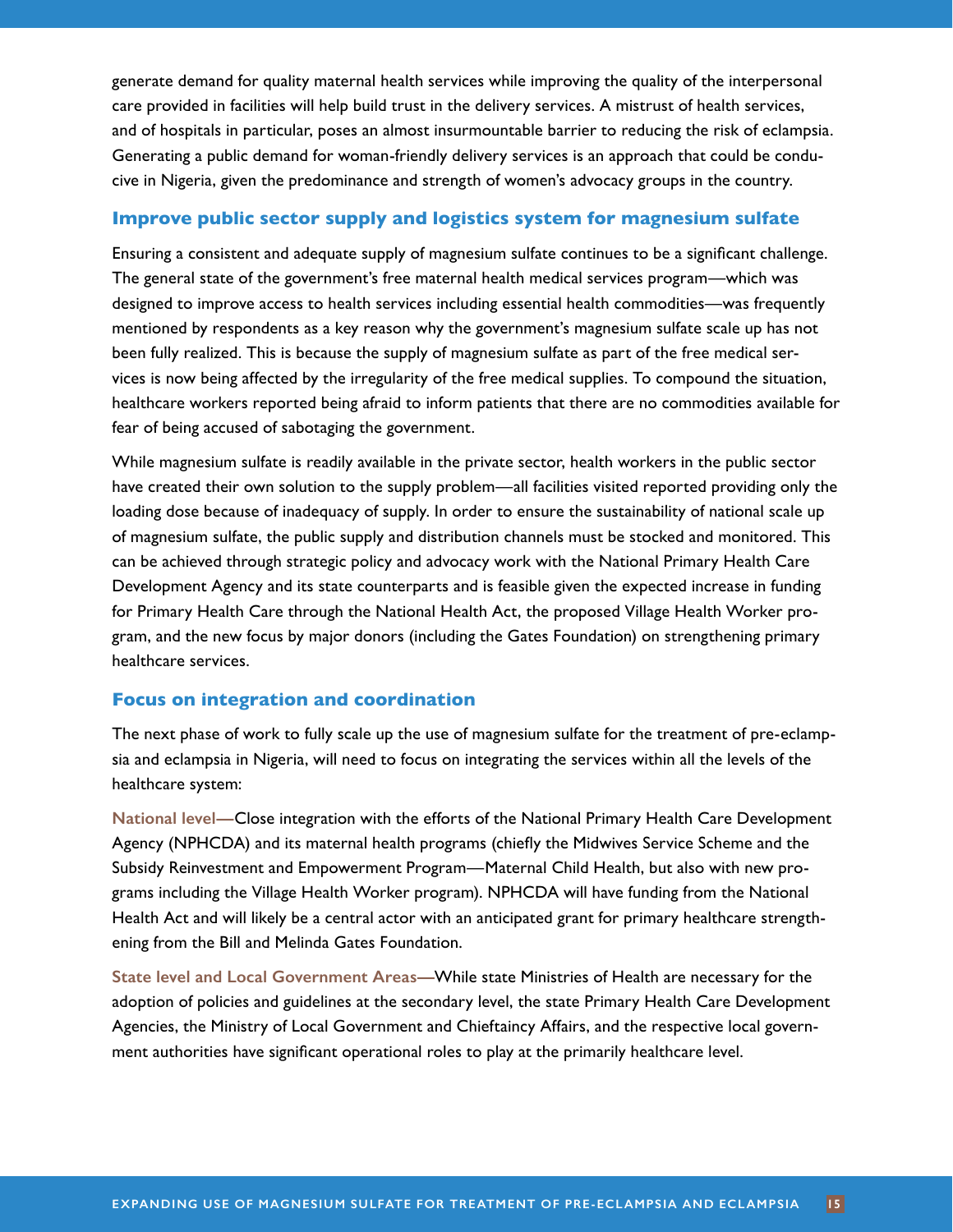generate demand for quality maternal health services while improving the quality of the interpersonal care provided in facilities will help build trust in the delivery services. A mistrust of health services, and of hospitals in particular, poses an almost insurmountable barrier to reducing the risk of eclampsia. Generating a public demand for woman-friendly delivery services is an approach that could be conducive in Nigeria, given the predominance and strength of women's advocacy groups in the country.

### Improve public sector supply and logistics system for magnesium sulfate

Ensuring a consistent and adequate supply of magnesium sulfate continues to be a significant challenge. The general state of the government's free maternal health medical services program—which was designed to improve access to health services including essential health commodities—was frequently mentioned by respondents as a key reason why the government's magnesium sulfate scale up has not been fully realized. This is because the supply of magnesium sulfate as part of the free medical services is now being affected by the irregularity of the free medical supplies. To compound the situation, healthcare workers reported being afraid to inform patients that there are no commodities available for fear of being accused of sabotaging the government.

While magnesium sulfate is readily available in the private sector, health workers in the public sector have created their own solution to the supply problem—all facilities visited reported providing only the loading dose because of inadequacy of supply. In order to ensure the sustainability of national scale up of magnesium sulfate, the public supply and distribution channels must be stocked and monitored. This can be achieved through strategic policy and advocacy work with the National Primary Health Care Development Agency and its state counterparts and is feasible given the expected increase in funding for Primary Health Care through the National Health Act, the proposed Village Health Worker program, and the new focus by major donors (including the Gates Foundation) on strengthening primary healthcare services.

### Focus on integration and coordination

The next phase of work to fully scale up the use of magnesium sulfate for the treatment of pre-eclampsia and eclampsia in Nigeria, will need to focus on integrating the services within all the levels of the healthcare system:

**National level—**Close integration with the efforts of the National Primary Health Care Development Agency (NPHCDA) and its maternal health programs (chiefly the Midwives Service Scheme and the Subsidy Reinvestment and Empowerment Program—Maternal Child Health, but also with new programs including the Village Health Worker program). NPHCDA will have funding from the National Health Act and will likely be a central actor with an anticipated grant for primary healthcare strengthening from the Bill and Melinda Gates Foundation.

**State level and Local Government Areas—**While state Ministries of Health are necessary for the adoption of policies and guidelines at the secondary level, the state Primary Health Care Development Agencies, the Ministry of Local Government and Chieftaincy Affairs, and the respective local government authorities have significant operational roles to play at the primarily healthcare level.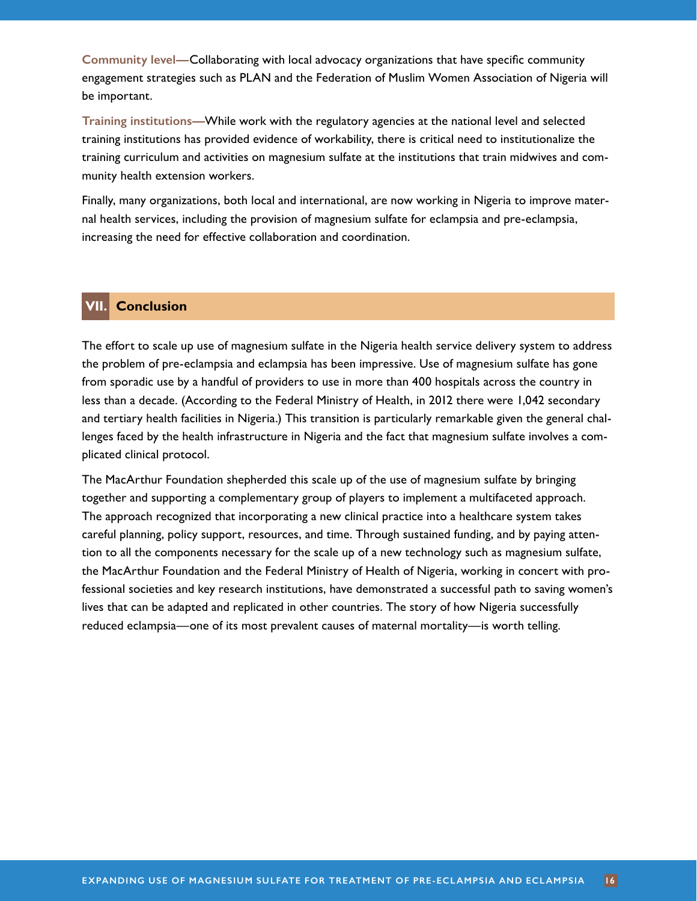**Community level—**Collaborating with local advocacy organizations that have specific community engagement strategies such as PLAN and the Federation of Muslim Women Association of Nigeria will be important.

**Training institutions—**While work with the regulatory agencies at the national level and selected training institutions has provided evidence of workability, there is critical need to institutionalize the training curriculum and activities on magnesium sulfate at the institutions that train midwives and community health extension workers.

Finally, many organizations, both local and international, are now working in Nigeria to improve maternal health services, including the provision of magnesium sulfate for eclampsia and pre-eclampsia, increasing the need for effective collaboration and coordination.

## VII. Conclusion

The effort to scale up use of magnesium sulfate in the Nigeria health service delivery system to address the problem of pre-eclampsia and eclampsia has been impressive. Use of magnesium sulfate has gone from sporadic use by a handful of providers to use in more than 400 hospitals across the country in less than a decade. (According to the Federal Ministry of Health, in 2012 there were 1,042 secondary and tertiary health facilities in Nigeria.) This transition is particularly remarkable given the general challenges faced by the health infrastructure in Nigeria and the fact that magnesium sulfate involves a complicated clinical protocol.

The MacArthur Foundation shepherded this scale up of the use of magnesium sulfate by bringing together and supporting a complementary group of players to implement a multifaceted approach. The approach recognized that incorporating a new clinical practice into a healthcare system takes careful planning, policy support, resources, and time. Through sustained funding, and by paying attention to all the components necessary for the scale up of a new technology such as magnesium sulfate, the MacArthur Foundation and the Federal Ministry of Health of Nigeria, working in concert with professional societies and key research institutions, have demonstrated a successful path to saving women's lives that can be adapted and replicated in other countries. The story of how Nigeria successfully reduced eclampsia—one of its most prevalent causes of maternal mortality—is worth telling.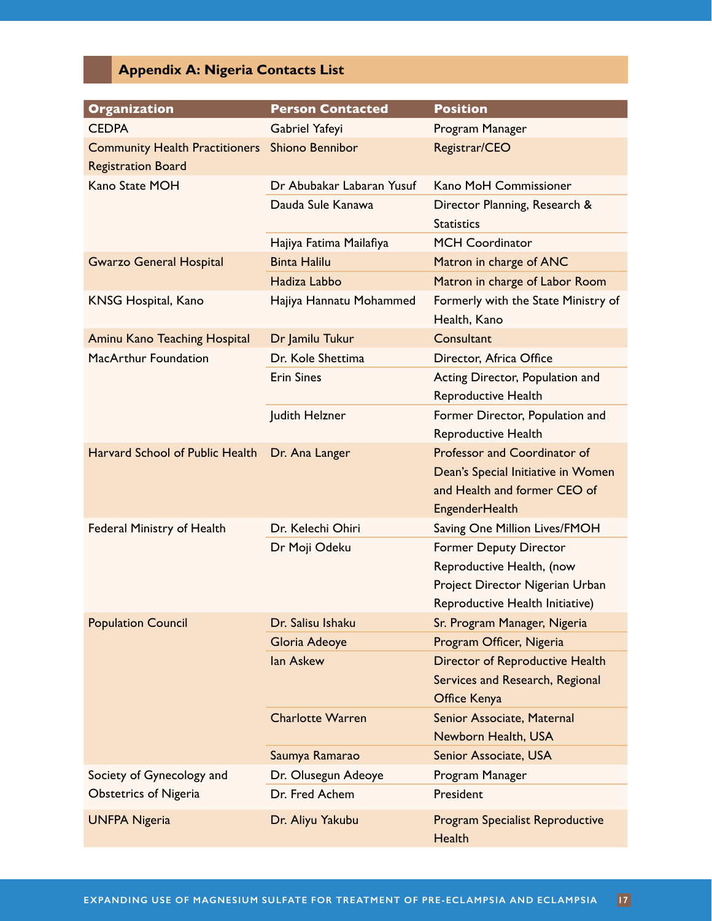## Appendix A: Nigeria Contacts List

| Organization | Person Contacted | Position |
|---|---|---|
| CEDPA | Gabriel Yafeyi | Program Manager |
| Community Health Practitioners Registration Board | Shiono Bennibor | Registrar/CEO |
| Kano State MOH | Dr Abubakar Labaran Yusuf | Kano MoH Commissioner |
| | Dauda Sule Kanawa | Director Planning, Research & Statistics |
| | Hajiya Fatima Mailafiya | MCH Coordinator |
| Gwarzo General Hospital | Binta Halilu | Matron in charge of ANC |
| | Hadiza Labbo | Matron in charge of Labor Room |
| KNSG Hospital, Kano | Hajiya Hannatu Mohammed | Formerly with the State Ministry of Health, Kano |
| Aminu Kano Teaching Hospital | Dr Jamilu Tukur | Consultant |
| MacArthur Foundation | Dr. Kole Shettima | Director, Africa Office |
| | Erin Sines | Acting Director, Population and Reproductive Health |
| | Judith Helzner | Former Director, Population and Reproductive Health |
| Harvard School of Public Health | Dr. Ana Langer | Professor and Coordinator of Dean's Special Initiative in Women and Health and former CEO of EngenderHealth |
| Federal Ministry of Health | Dr. Kelechi Ohiri | Saving One Million Lives/FMOH |
| | Dr Moji Odeku | Former Deputy Director Reproductive Health, (now Project Director Nigerian Urban Reproductive Health Initiative) |
| Population Council | Dr. Salisu Ishaku | Sr. Program Manager, Nigeria |
| | Gloria Adeoye | Program Officer, Nigeria |
| | Ian Askew | Director of Reproductive Health Services and Research, Regional Office Kenya |
| | Charlotte Warren | Senior Associate, Maternal Newborn Health, USA |
| | Saumya Ramarao | Senior Associate, USA |
| Society of Gynecology and Obstetrics of Nigeria | Dr. Olusegun Adeoye | Program Manager |
| | Dr. Fred Achem | President |
| UNFPA Nigeria | Dr. Aliyu Yakubu | Program Specialist Reproductive Health |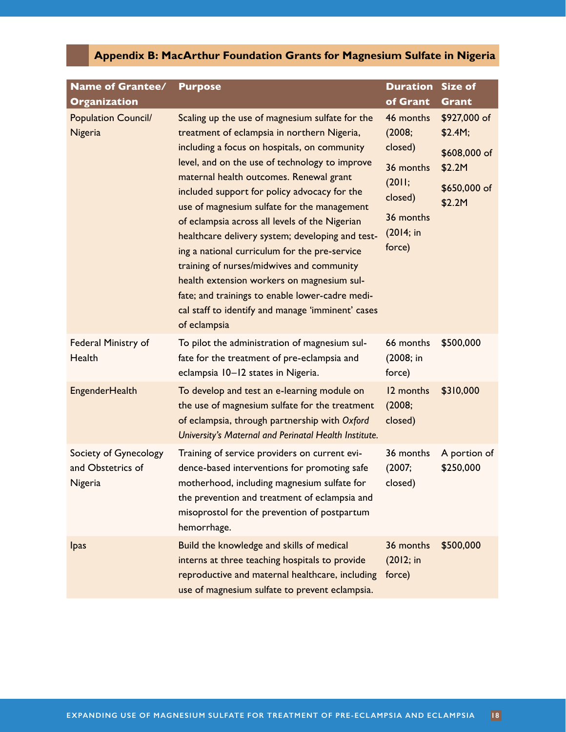## Appendix B: MacArthur Foundation Grants for Magnesium Sulfate in Nigeria

| Name of Grantee/ Organization | Purpose | Duration of Grant | Size of Grant |
|---|---|---|---|
| Population Council/ Nigeria | Scaling up the use of magnesium sulfate for the treatment of eclampsia in northern Nigeria, including a focus on hospitals, on community level, and on the use of technology to improve maternal health outcomes. Renewal grant included support for policy advocacy for the use of magnesium sulfate for the management of eclampsia across all levels of the Nigerian healthcare delivery system; developing and testing a national curriculum for the pre-service training of nurses/midwives and community health extension workers on magnesium sulfate; and trainings to enable lower-cadre medical staff to identify and manage 'imminent' cases of eclampsia | 46 months (2008; closed)<br>36 months (2011; closed)<br>36 months (2014; in force) | $927,000 of $2.4M;<br>$608,000 of $2.2M<br>$650,000 of $2.2M |
| Federal Ministry of Health | To pilot the administration of magnesium sulfate for the treatment of pre-eclampsia and eclampsia 10–12 states in Nigeria. | 66 months (2008; in force) | $500,000 |
| EngenderHealth | To develop and test an e-learning module on the use of magnesium sulfate for the treatment of eclampsia, through partnership with *Oxford University's Maternal and Perinatal Health Institute.* | 12 months (2008; closed) | $310,000 |
| Society of Gynecology and Obstetrics of Nigeria | Training of service providers on current evidence-based interventions for promoting safe motherhood, including magnesium sulfate for the prevention and treatment of eclampsia and misoprostol for the prevention of postpartum hemorrhage. | 36 months (2007; closed) | A portion of $250,000 |
| Ipas | Build the knowledge and skills of medical interns at three teaching hospitals to provide reproductive and maternal healthcare, including use of magnesium sulfate to prevent eclampsia. | 36 months (2012; in force) | $500,000 |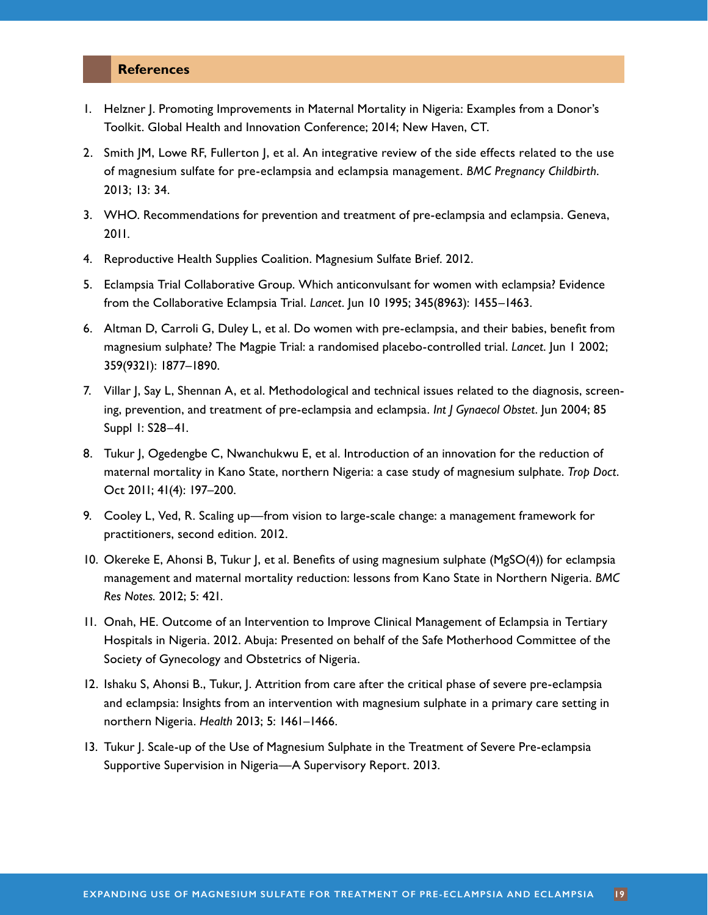## References

1. Helzner J. Promoting Improvements in Maternal Mortality in Nigeria: Examples from a Donor's Toolkit. Global Health and Innovation Conference; 2014; New Haven, CT.
2. Smith JM, Lowe RF, Fullerton J, et al. An integrative review of the side effects related to the use of magnesium sulfate for pre-eclampsia and eclampsia management. *BMC Pregnancy Childbirth*. 2013; 13: 34.
3. WHO. Recommendations for prevention and treatment of pre-eclampsia and eclampsia. Geneva, 2011.
4. Reproductive Health Supplies Coalition. Magnesium Sulfate Brief. 2012.
5. Eclampsia Trial Collaborative Group. Which anticonvulsant for women with eclampsia? Evidence from the Collaborative Eclampsia Trial. *Lancet*. Jun 10 1995; 345(8963): 1455–1463.
6. Altman D, Carroli G, Duley L, et al. Do women with pre-eclampsia, and their babies, benefit from magnesium sulphate? The Magpie Trial: a randomised placebo-controlled trial. *Lancet*. Jun 1 2002; 359(9321): 1877–1890.
7. Villar J, Say L, Shennan A, et al. Methodological and technical issues related to the diagnosis, screening, prevention, and treatment of pre-eclampsia and eclampsia. *Int J Gynaecol Obstet*. Jun 2004; 85 Suppl 1: S28–41.
8. Tukur J, Ogedengbe C, Nwanchukwu E, et al. Introduction of an innovation for the reduction of maternal mortality in Kano State, northern Nigeria: a case study of magnesium sulphate. *Trop Doct*. Oct 2011; 41(4): 197–200.
9. Cooley L, Ved, R. Scaling up—from vision to large-scale change: a management framework for practitioners, second edition. 2012.
10. Okereke E, Ahonsi B, Tukur J, et al. Benefits of using magnesium sulphate (MgSO(4)) for eclampsia management and maternal mortality reduction: lessons from Kano State in Northern Nigeria. *BMC Res Notes.* 2012; 5: 421.
11. Onah, HE. Outcome of an Intervention to Improve Clinical Management of Eclampsia in Tertiary Hospitals in Nigeria. 2012. Abuja: Presented on behalf of the Safe Motherhood Committee of the Society of Gynecology and Obstetrics of Nigeria.
12. Ishaku S, Ahonsi B., Tukur, J. Attrition from care after the critical phase of severe pre-eclampsia and eclampsia: Insights from an intervention with magnesium sulphate in a primary care setting in northern Nigeria. *Health* 2013; 5: 1461–1466.
13. Tukur J. Scale-up of the Use of Magnesium Sulphate in the Treatment of Severe Pre-eclampsia Supportive Supervision in Nigeria—A Supervisory Report. 2013.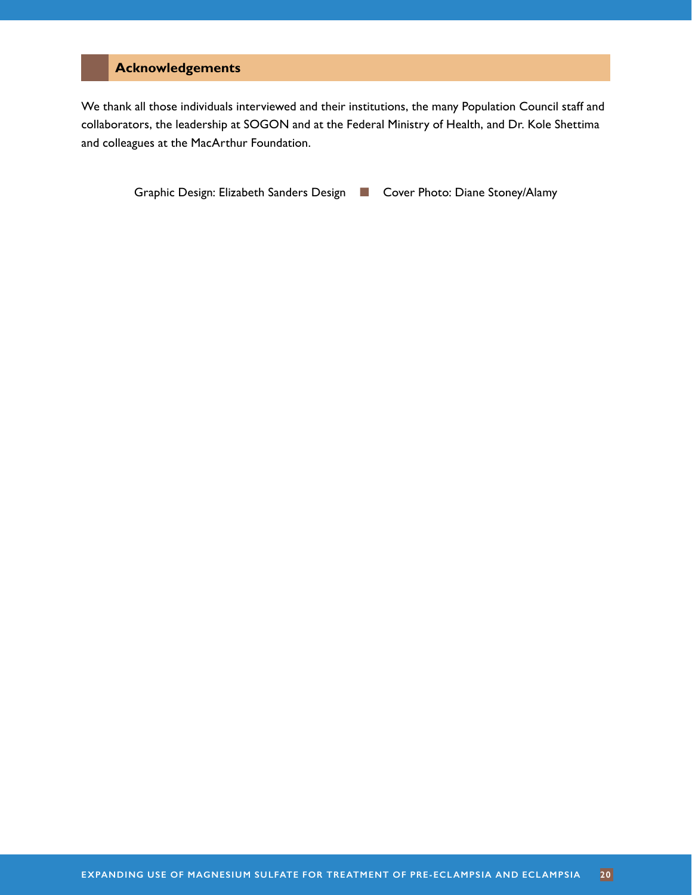## Acknowledgements

We thank all those individuals interviewed and their institutions, the many Population Council staff and collaborators, the leadership at SOGON and at the Federal Ministry of Health, and Dr. Kole Shettima and colleagues at the MacArthur Foundation.

Graphic Design: Elizabeth Sanders Design ■ Cover Photo: Diane Stoney/Alamy